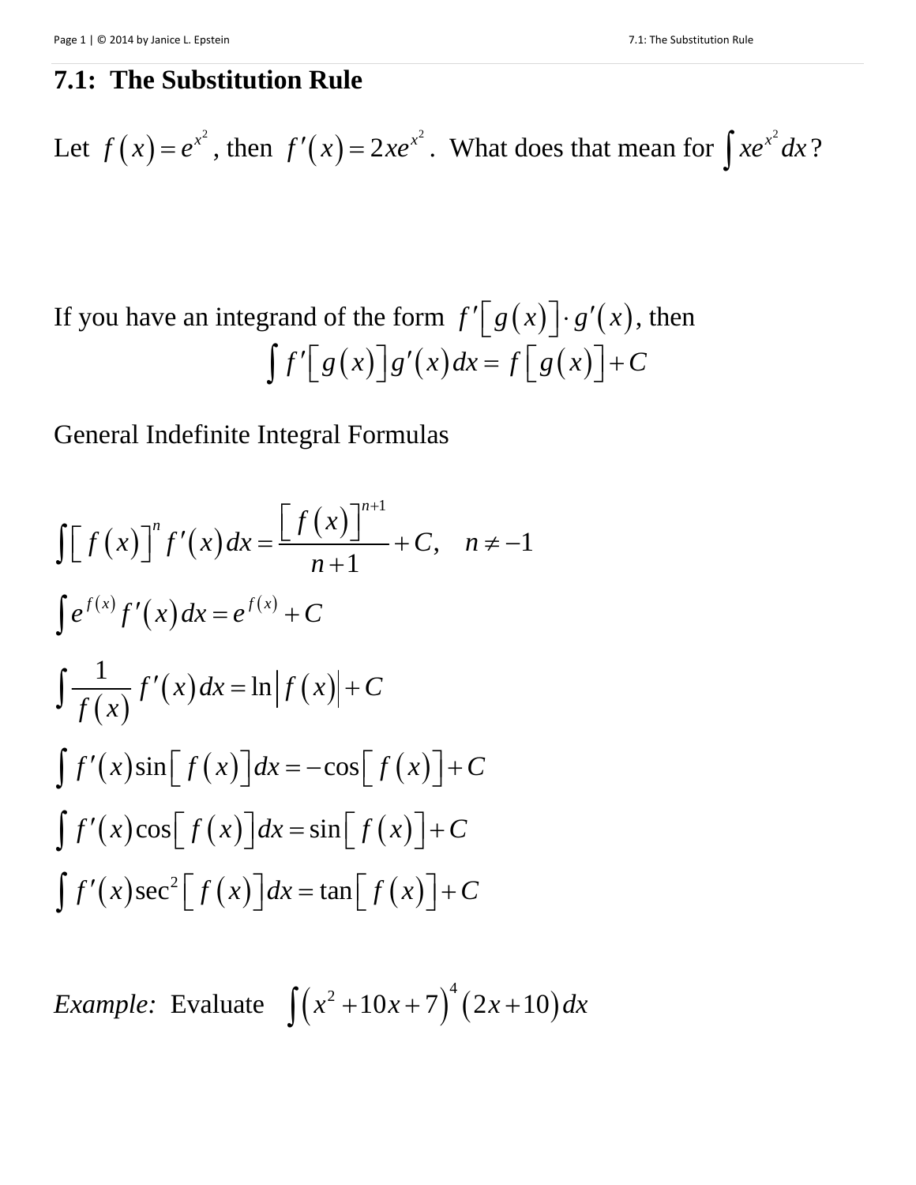# 7.1: The Substitution Rule

Let $f(x) = e^{x^2}$, then $f'(x) = 2xe^{x^2}$. What does that mean for $\int xe^{x^2}\,dx$?

If you have an integrand of the form $f'[g(x)] \cdot g'(x)$, then

$$\int f'[g(x)]g'(x)\,dx = f[g(x)] + C$$

General Indefinite Integral Formulas

$$\int [f(x)]^n f'(x)\,dx = \frac{[f(x)]^{n+1}}{n+1} + C, \quad n \neq -1$$

$$\int e^{f(x)} f'(x)\,dx = e^{f(x)} + C$$

$$\int \frac{1}{f(x)} f'(x)\,dx = \ln|f(x)| + C$$

$$\int f'(x)\sin[f(x)]\,dx = -\cos[f(x)] + C$$

$$\int f'(x)\cos[f(x)]\,dx = \sin[f(x)] + C$$

$$\int f'(x)\sec^2[f(x)]\,dx = \tan[f(x)] + C$$

*Example:* Evaluate $\int (x^2 + 10x + 7)^4 (2x + 10)\,dx$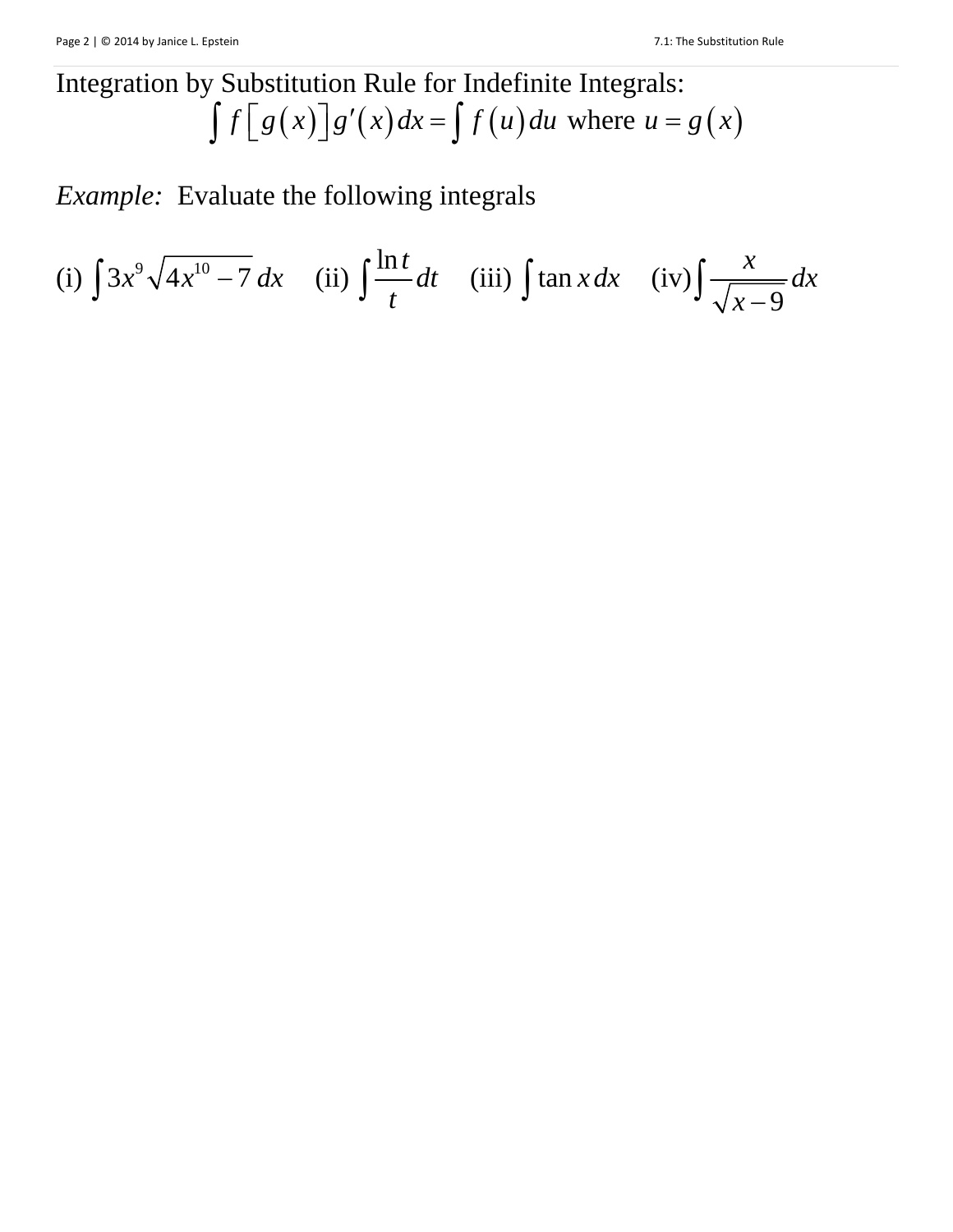Integration by Substitution Rule for Indefinite Integrals:

$$\int f\left[g(x)\right]g'(x)\,dx = \int f(u)\,du \text{ where } u = g(x)$$

*Example:* Evaluate the following integrals

(i) $\int 3x^9\sqrt{4x^{10}-7}\,dx$ (ii) $\int \frac{\ln t}{t}\,dt$ (iii) $\int \tan x\,dx$ (iv) $\int \frac{x}{\sqrt{x-9}}\,dx$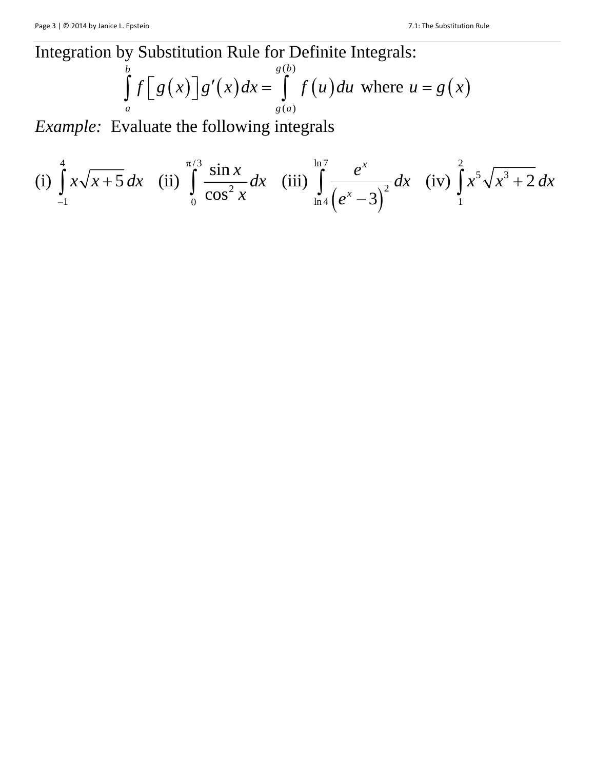Integration by Substitution Rule for Definite Integrals:

$$\int_a^b f\left[g(x)\right]g'(x)\,dx = \int_{g(a)}^{g(b)} f(u)\,du \text{ where } u = g(x)$$

*Example:* Evaluate the following integrals

(i) $\displaystyle\int_{-1}^{4} x\sqrt{x+5}\,dx$ (ii) $\displaystyle\int_{0}^{\pi/3} \frac{\sin x}{\cos^2 x}\,dx$ (iii) $\displaystyle\int_{\ln 4}^{\ln 7} \frac{e^x}{\left(e^x - 3\right)^2}\,dx$ (iv) $\displaystyle\int_{1}^{2} x^5\sqrt{x^3+2}\,dx$